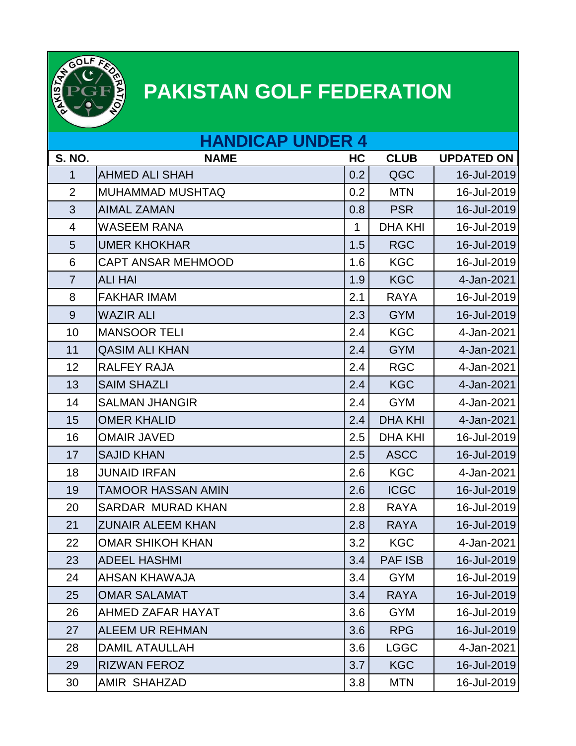# PAKISTAN GOLF FEDERATION

## HANDICAP UNDER 4

| S. NO. | NAME | HC | CLUB | UPDATED ON |
|---|---|---|---|---|
| 1 | AHMED ALI SHAH | 0.2 | QGC | 16-Jul-2019 |
| 2 | MUHAMMAD MUSHTAQ | 0.2 | MTN | 16-Jul-2019 |
| 3 | AIMAL ZAMAN | 0.8 | PSR | 16-Jul-2019 |
| 4 | WASEEM RANA | 1 | DHA KHI | 16-Jul-2019 |
| 5 | UMER KHOKHAR | 1.5 | RGC | 16-Jul-2019 |
| 6 | CAPT ANSAR MEHMOOD | 1.6 | KGC | 16-Jul-2019 |
| 7 | ALI HAI | 1.9 | KGC | 4-Jan-2021 |
| 8 | FAKHAR IMAM | 2.1 | RAYA | 16-Jul-2019 |
| 9 | WAZIR ALI | 2.3 | GYM | 16-Jul-2019 |
| 10 | MANSOOR TELI | 2.4 | KGC | 4-Jan-2021 |
| 11 | QASIM ALI KHAN | 2.4 | GYM | 4-Jan-2021 |
| 12 | RALFEY RAJA | 2.4 | RGC | 4-Jan-2021 |
| 13 | SAIM SHAZLI | 2.4 | KGC | 4-Jan-2021 |
| 14 | SALMAN JHANGIR | 2.4 | GYM | 4-Jan-2021 |
| 15 | OMER KHALID | 2.4 | DHA KHI | 4-Jan-2021 |
| 16 | OMAIR JAVED | 2.5 | DHA KHI | 16-Jul-2019 |
| 17 | SAJID KHAN | 2.5 | ASCC | 16-Jul-2019 |
| 18 | JUNAID IRFAN | 2.6 | KGC | 4-Jan-2021 |
| 19 | TAMOOR HASSAN AMIN | 2.6 | ICGC | 16-Jul-2019 |
| 20 | SARDAR MURAD KHAN | 2.8 | RAYA | 16-Jul-2019 |
| 21 | ZUNAIR ALEEM KHAN | 2.8 | RAYA | 16-Jul-2019 |
| 22 | OMAR SHIKOH KHAN | 3.2 | KGC | 4-Jan-2021 |
| 23 | ADEEL HASHMI | 3.4 | PAF ISB | 16-Jul-2019 |
| 24 | AHSAN KHAWAJA | 3.4 | GYM | 16-Jul-2019 |
| 25 | OMAR SALAMAT | 3.4 | RAYA | 16-Jul-2019 |
| 26 | AHMED ZAFAR HAYAT | 3.6 | GYM | 16-Jul-2019 |
| 27 | ALEEM UR REHMAN | 3.6 | RPG | 16-Jul-2019 |
| 28 | DAMIL ATAULLAH | 3.6 | LGGC | 4-Jan-2021 |
| 29 | RIZWAN FEROZ | 3.7 | KGC | 16-Jul-2019 |
| 30 | AMIR SHAHZAD | 3.8 | MTN | 16-Jul-2019 |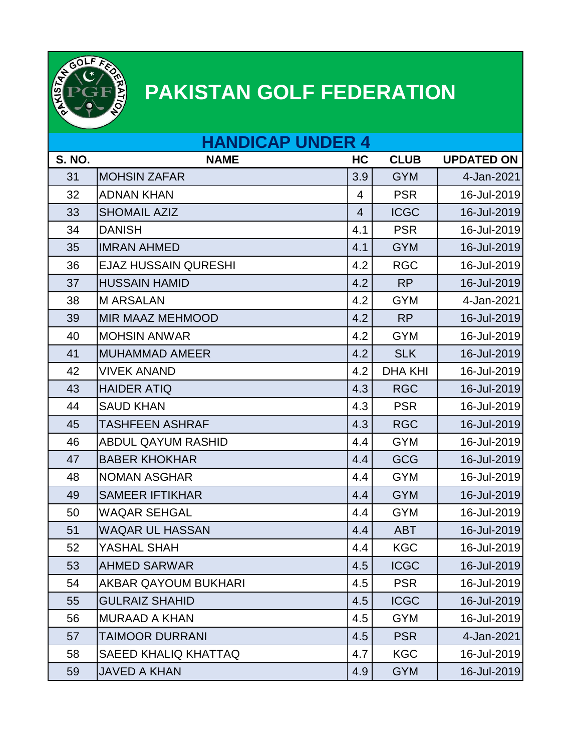# PAKISTAN GOLF FEDERATION

## HANDICAP UNDER 4

| S. NO. | NAME | HC | CLUB | UPDATED ON |
|---|---|---|---|---|
| 31 | MOHSIN ZAFAR | 3.9 | GYM | 4-Jan-2021 |
| 32 | ADNAN KHAN | 4 | PSR | 16-Jul-2019 |
| 33 | SHOMAIL AZIZ | 4 | ICGC | 16-Jul-2019 |
| 34 | DANISH | 4.1 | PSR | 16-Jul-2019 |
| 35 | IMRAN AHMED | 4.1 | GYM | 16-Jul-2019 |
| 36 | EJAZ HUSSAIN QURESHI | 4.2 | RGC | 16-Jul-2019 |
| 37 | HUSSAIN HAMID | 4.2 | RP | 16-Jul-2019 |
| 38 | M ARSALAN | 4.2 | GYM | 4-Jan-2021 |
| 39 | MIR MAAZ MEHMOOD | 4.2 | RP | 16-Jul-2019 |
| 40 | MOHSIN ANWAR | 4.2 | GYM | 16-Jul-2019 |
| 41 | MUHAMMAD AMEER | 4.2 | SLK | 16-Jul-2019 |
| 42 | VIVEK ANAND | 4.2 | DHA KHI | 16-Jul-2019 |
| 43 | HAIDER ATIQ | 4.3 | RGC | 16-Jul-2019 |
| 44 | SAUD KHAN | 4.3 | PSR | 16-Jul-2019 |
| 45 | TASHFEEN ASHRAF | 4.3 | RGC | 16-Jul-2019 |
| 46 | ABDUL QAYUM RASHID | 4.4 | GYM | 16-Jul-2019 |
| 47 | BABER KHOKHAR | 4.4 | GCG | 16-Jul-2019 |
| 48 | NOMAN ASGHAR | 4.4 | GYM | 16-Jul-2019 |
| 49 | SAMEER IFTIKHAR | 4.4 | GYM | 16-Jul-2019 |
| 50 | WAQAR SEHGAL | 4.4 | GYM | 16-Jul-2019 |
| 51 | WAQAR UL HASSAN | 4.4 | ABT | 16-Jul-2019 |
| 52 | YASHAL SHAH | 4.4 | KGC | 16-Jul-2019 |
| 53 | AHMED SARWAR | 4.5 | ICGC | 16-Jul-2019 |
| 54 | AKBAR QAYOUM BUKHARI | 4.5 | PSR | 16-Jul-2019 |
| 55 | GULRAIZ SHAHID | 4.5 | ICGC | 16-Jul-2019 |
| 56 | MURAAD A KHAN | 4.5 | GYM | 16-Jul-2019 |
| 57 | TAIMOOR DURRANI | 4.5 | PSR | 4-Jan-2021 |
| 58 | SAEED KHALIQ KHATTAQ | 4.7 | KGC | 16-Jul-2019 |
| 59 | JAVED A KHAN | 4.9 | GYM | 16-Jul-2019 |